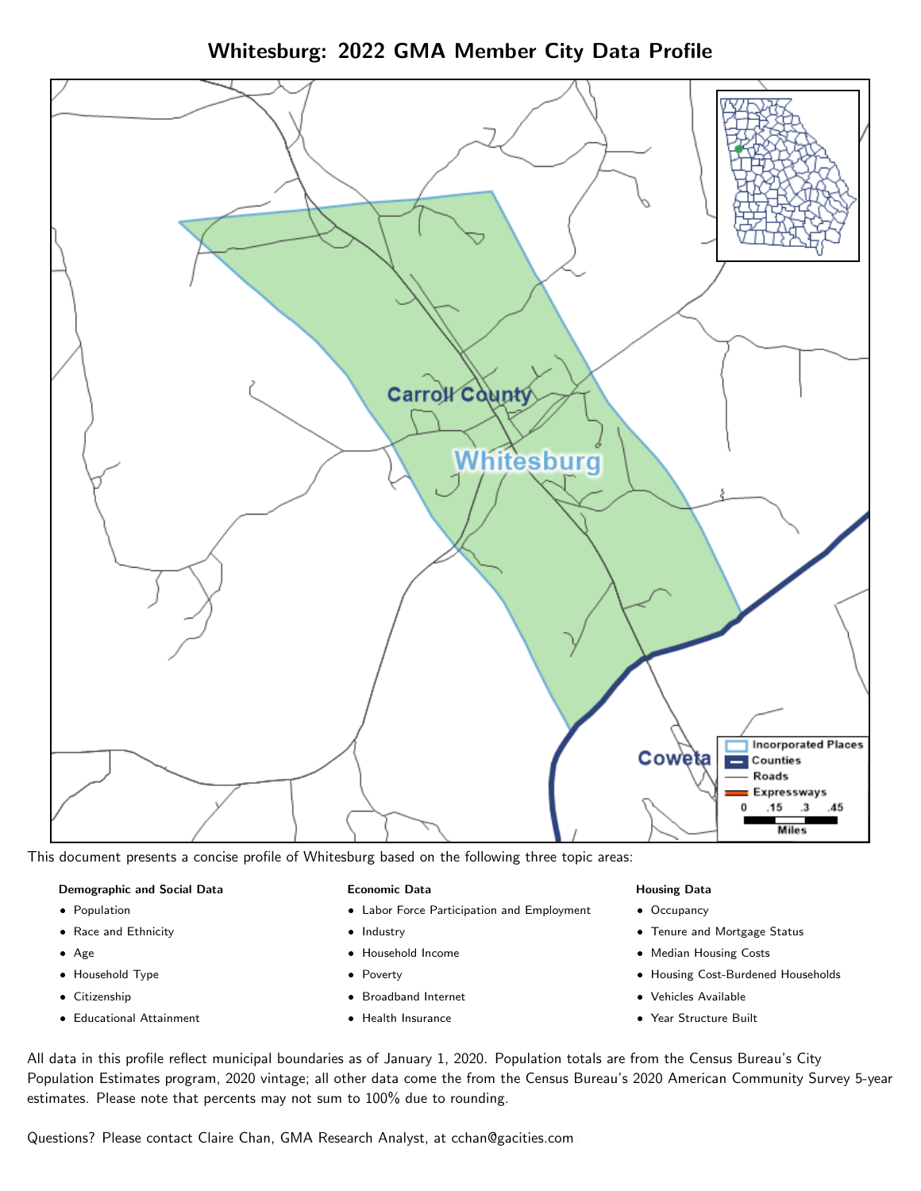# Whitesburg: 2022 GMA Member City Data Profile

This document presents a concise profile of Whitesburg based on the following three topic areas:

**Demographic and Social Data**

- Population
- Race and Ethnicity
- Age
- Household Type
- Citizenship
- Educational Attainment

**Economic Data**

- Labor Force Participation and Employment
- Industry
- Household Income
- Poverty
- Broadband Internet
- Health Insurance

**Housing Data**

- Occupancy
- Tenure and Mortgage Status
- Median Housing Costs
- Housing Cost-Burdened Households
- Vehicles Available
- Year Structure Built

All data in this profile reflect municipal boundaries as of January 1, 2020. Population totals are from the Census Bureau's City Population Estimates program, 2020 vintage; all other data come the from the Census Bureau's 2020 American Community Survey 5-year estimates. Please note that percents may not sum to 100% due to rounding.

Questions? Please contact Claire Chan, GMA Research Analyst, at cchan@gacities.com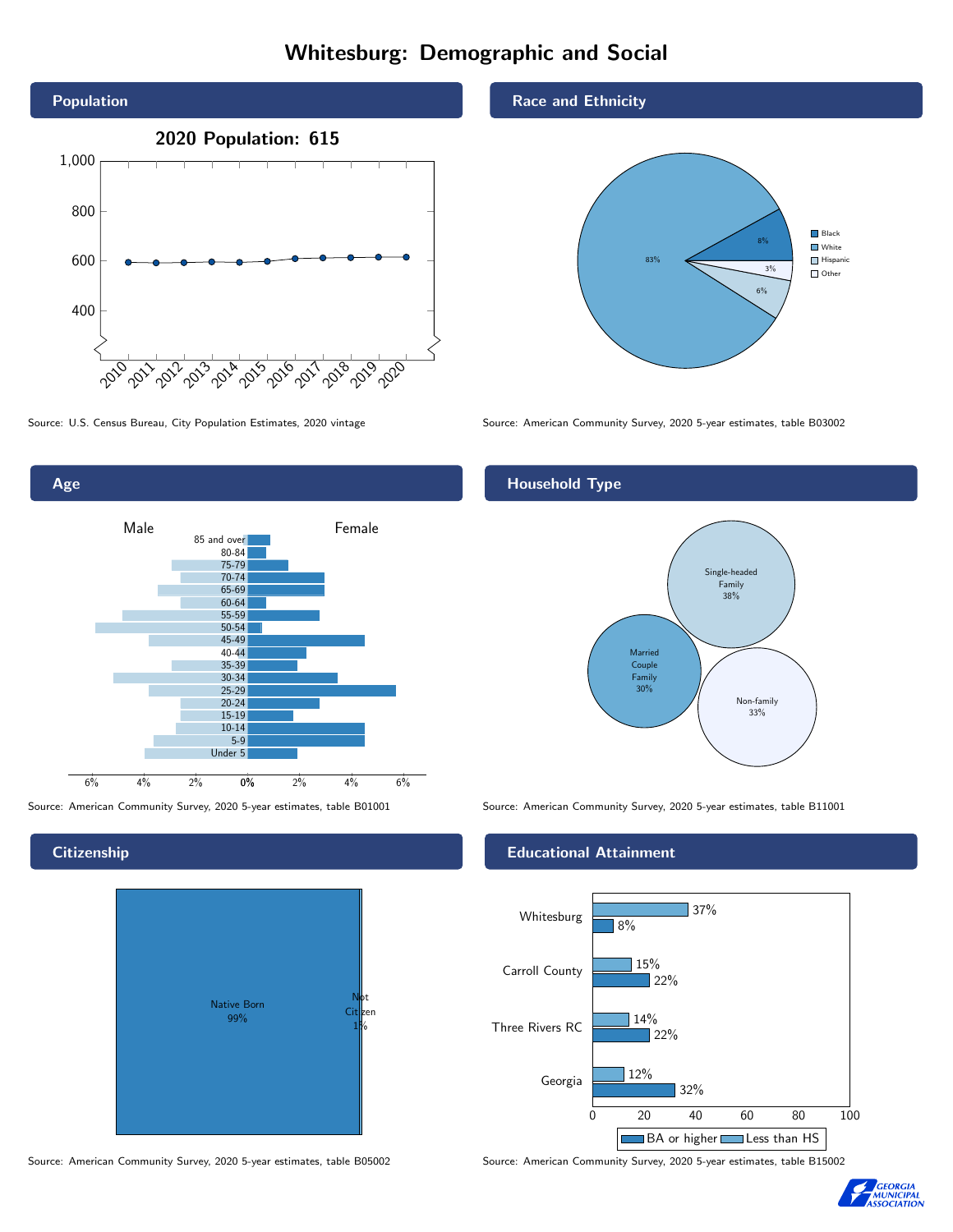# Whitesburg: Demographic and Social

## Population

2020 Population: 615

| Year | Population |
|---|---|
| 2010 | ~595 |
| 2011 | ~593 |
| 2012 | ~594 |
| 2013 | ~596 |
| 2014 | ~594 |
| 2015 | ~598 |
| 2016 | ~609 |
| 2017 | ~611 |
| 2018 | ~613 |
| 2019 | ~614 |
| 2020 | 615 |

Source: U.S. Census Bureau, City Population Estimates, 2020 vintage

## Race and Ethnicity

| Race/Ethnicity | Percent |
|---|---|
| Black | 8% |
| White | 83% |
| Hispanic | 6% |
| Other | 3% |

Source: American Community Survey, 2020 5-year estimates, table B03002

## Age

Male / Female

Age groups: 85 and over, 80-84, 75-79, 70-74, 65-69, 60-64, 55-59, 50-54, 45-49, 40-44, 35-39, 30-34, 25-29, 20-24, 15-19, 10-14, 5-9, Under 5

Source: American Community Survey, 2020 5-year estimates, table B01001

## Household Type

| Household Type | Percent |
|---|---|
| Single-headed Family | 38% |
| Married Couple Family | 30% |
| Non-family | 33% |

Source: American Community Survey, 2020 5-year estimates, table B11001

## Citizenship

| Citizenship | Percent |
|---|---|
| Native Born | 99% |
| Not Citizen | 1% |

Source: American Community Survey, 2020 5-year estimates, table B05002

## Educational Attainment

| Area | Less than HS | BA or higher |
|---|---|---|
| Whitesburg | 37% | 8% |
| Carroll County | 15% | 22% |
| Three Rivers RC | 14% | 22% |
| Georgia | 12% | 32% |

Source: American Community Survey, 2020 5-year estimates, table B15002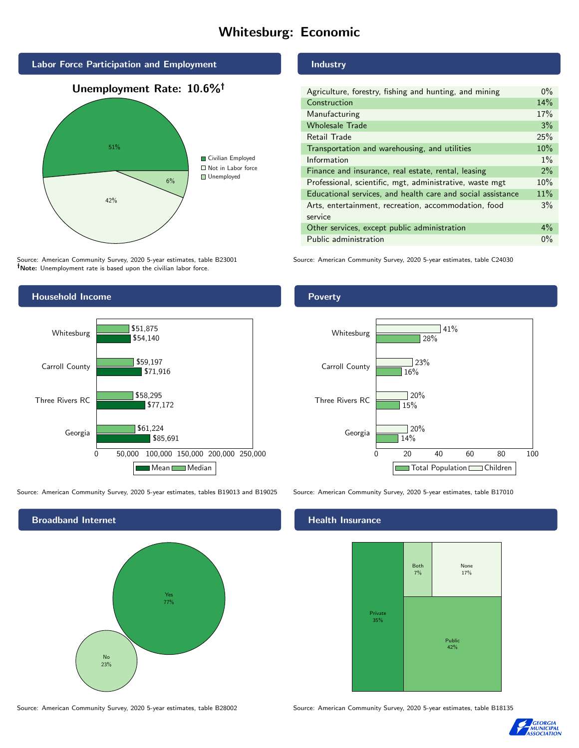# Whitesburg: Economic

## Labor Force Participation and Employment

**Unemployment Rate: 10.6%†**

| Category | Percent |
|---|---|
| Civilian Employed | 51% |
| Not in Labor force | 42% |
| Unemployed | 6% |

Source: American Community Survey, 2020 5-year estimates, table B23001
**†Note:** Unemployment rate is based upon the civilian labor force.

## Industry

| Industry | Percent |
|---|---|
| Agriculture, forestry, fishing and hunting, and mining | 0% |
| Construction | 14% |
| Manufacturing | 17% |
| Wholesale Trade | 3% |
| Retail Trade | 25% |
| Transportation and warehousing, and utilities | 10% |
| Information | 1% |
| Finance and insurance, real estate, rental, leasing | 2% |
| Professional, scientific, mgt, administrative, waste mgt | 10% |
| Educational services, and health care and social assistance | 11% |
| Arts, entertainment, recreation, accommodation, food service | 3% |
| Other services, except public administration | 4% |
| Public administration | 0% |

Source: American Community Survey, 2020 5-year estimates, table C24030

## Household Income

| Area | Median | Mean |
|---|---|---|
| Whitesburg | $51,875 | $54,140 |
| Carroll County | $59,197 | $71,916 |
| Three Rivers RC | $58,295 | $77,172 |
| Georgia | $61,224 | $85,691 |

Source: American Community Survey, 2020 5-year estimates, tables B19013 and B19025

## Poverty

| Area | Children | Total Population |
|---|---|---|
| Whitesburg | 41% | 28% |
| Carroll County | 23% | 16% |
| Three Rivers RC | 20% | 15% |
| Georgia | 20% | 14% |

Source: American Community Survey, 2020 5-year estimates, table B17010

## Broadband Internet

| Response | Percent |
|---|---|
| Yes | 77% |
| No | 23% |

Source: American Community Survey, 2020 5-year estimates, table B28002

## Health Insurance

| Type | Percent |
|---|---|
| Private | 35% |
| Both | 7% |
| None | 17% |
| Public | 42% |

Source: American Community Survey, 2020 5-year estimates, table B18135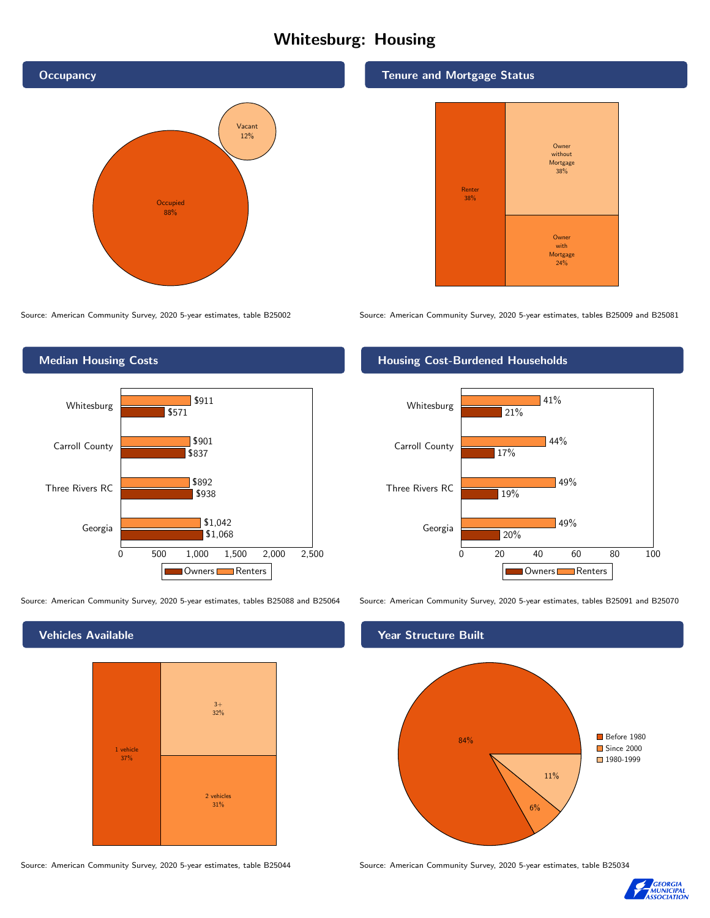# Whitesburg: Housing

## Occupancy

Vacant
12%

Occupied
88%

Source: American Community Survey, 2020 5-year estimates, table B25002

## Tenure and Mortgage Status

Renter
38%

Owner without Mortgage
38%

Owner with Mortgage
24%

Source: American Community Survey, 2020 5-year estimates, tables B25009 and B25081

## Median Housing Costs

Whitesburg
$911
$571

Carroll County
$901
$837

Three Rivers RC
$892
$938

Georgia
$1,042
$1,068

0 500 1,000 1,500 2,000 2,500

Owners Renters

Source: American Community Survey, 2020 5-year estimates, tables B25088 and B25064

## Housing Cost-Burdened Households

Whitesburg
41%
21%

Carroll County
44%
17%

Three Rivers RC
49%
19%

Georgia
49%
20%

0 20 40 60 80 100

Owners Renters

Source: American Community Survey, 2020 5-year estimates, tables B25091 and B25070

## Vehicles Available

1 vehicle
37%

3+
32%

2 vehicles
31%

Source: American Community Survey, 2020 5-year estimates, table B25044

## Year Structure Built

84%

11%

6%

Before 1980
Since 2000
1980-1999

Source: American Community Survey, 2020 5-year estimates, table B25034

GEORGIA MUNICIPAL ASSOCIATION